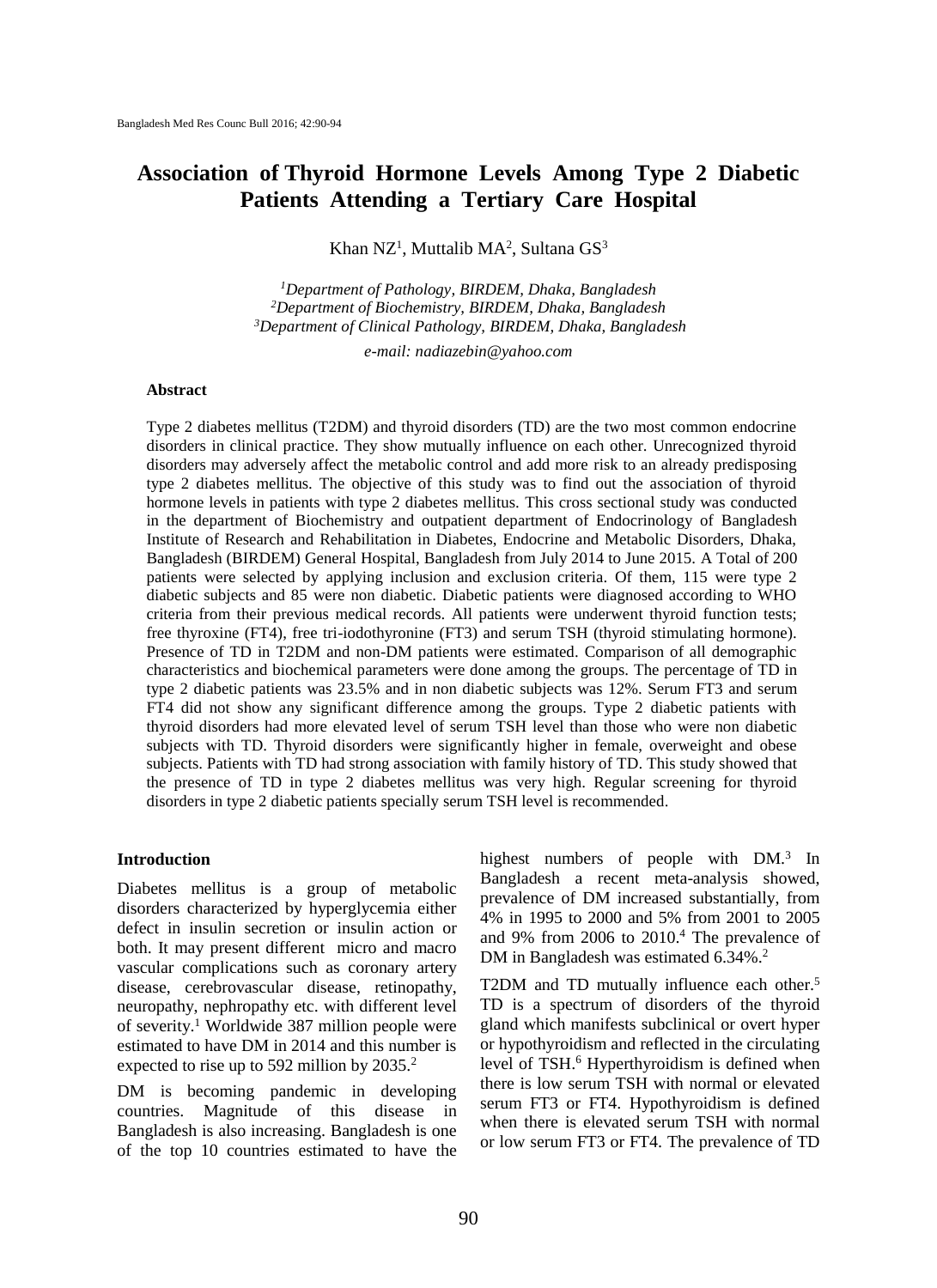# Association of Thyroid Hormone Levels Among Type 2 Diabetic Patients Attending a Tertiary Care Hospital

Khan NZ[1], Muttalib MA[2], Sultana GS[3]

*[1]Department of Pathology, BIRDEM, Dhaka, Bangladesh*
*[2]Department of Biochemistry, BIRDEM, Dhaka, Bangladesh*
*[3]Department of Clinical Pathology, BIRDEM, Dhaka, Bangladesh*

*e-mail: nadiazebin@yahoo.com*

### Abstract

Type 2 diabetes mellitus (T2DM) and thyroid disorders (TD) are the two most common endocrine disorders in clinical practice. They show mutually influence on each other. Unrecognized thyroid disorders may adversely affect the metabolic control and add more risk to an already predisposing type 2 diabetes mellitus. The objective of this study was to find out the association of thyroid hormone levels in patients with type 2 diabetes mellitus. This cross sectional study was conducted in the department of Biochemistry and outpatient department of Endocrinology of Bangladesh Institute of Research and Rehabilitation in Diabetes, Endocrine and Metabolic Disorders, Dhaka, Bangladesh (BIRDEM) General Hospital, Bangladesh from July 2014 to June 2015. A Total of 200 patients were selected by applying inclusion and exclusion criteria. Of them, 115 were type 2 diabetic subjects and 85 were non diabetic. Diabetic patients were diagnosed according to WHO criteria from their previous medical records. All patients were underwent thyroid function tests; free thyroxine (FT4), free tri-iodothyronine (FT3) and serum TSH (thyroid stimulating hormone). Presence of TD in T2DM and non-DM patients were estimated. Comparison of all demographic characteristics and biochemical parameters were done among the groups. The percentage of TD in type 2 diabetic patients was 23.5% and in non diabetic subjects was 12%. Serum FT3 and serum FT4 did not show any significant difference among the groups. Type 2 diabetic patients with thyroid disorders had more elevated level of serum TSH level than those who were non diabetic subjects with TD. Thyroid disorders were significantly higher in female, overweight and obese subjects. Patients with TD had strong association with family history of TD. This study showed that the presence of TD in type 2 diabetes mellitus was very high. Regular screening for thyroid disorders in type 2 diabetic patients specially serum TSH level is recommended.

### Introduction

Diabetes mellitus is a group of metabolic disorders characterized by hyperglycemia either defect in insulin secretion or insulin action or both. It may present different micro and macro vascular complications such as coronary artery disease, cerebrovascular disease, retinopathy, neuropathy, nephropathy etc. with different level of severity.[1] Worldwide 387 million people were estimated to have DM in 2014 and this number is expected to rise up to 592 million by 2035.[2]

DM is becoming pandemic in developing countries. Magnitude of this disease in Bangladesh is also increasing. Bangladesh is one of the top 10 countries estimated to have the highest numbers of people with DM.[3] In Bangladesh a recent meta-analysis showed, prevalence of DM increased substantially, from 4% in 1995 to 2000 and 5% from 2001 to 2005 and 9% from 2006 to 2010.[4] The prevalence of DM in Bangladesh was estimated 6.34%.[2]

T2DM and TD mutually influence each other.[5] TD is a spectrum of disorders of the thyroid gland which manifests subclinical or overt hyper or hypothyroidism and reflected in the circulating level of TSH.[6] Hyperthyroidism is defined when there is low serum TSH with normal or elevated serum FT3 or FT4. Hypothyroidism is defined when there is elevated serum TSH with normal or low serum FT3 or FT4. The prevalence of TD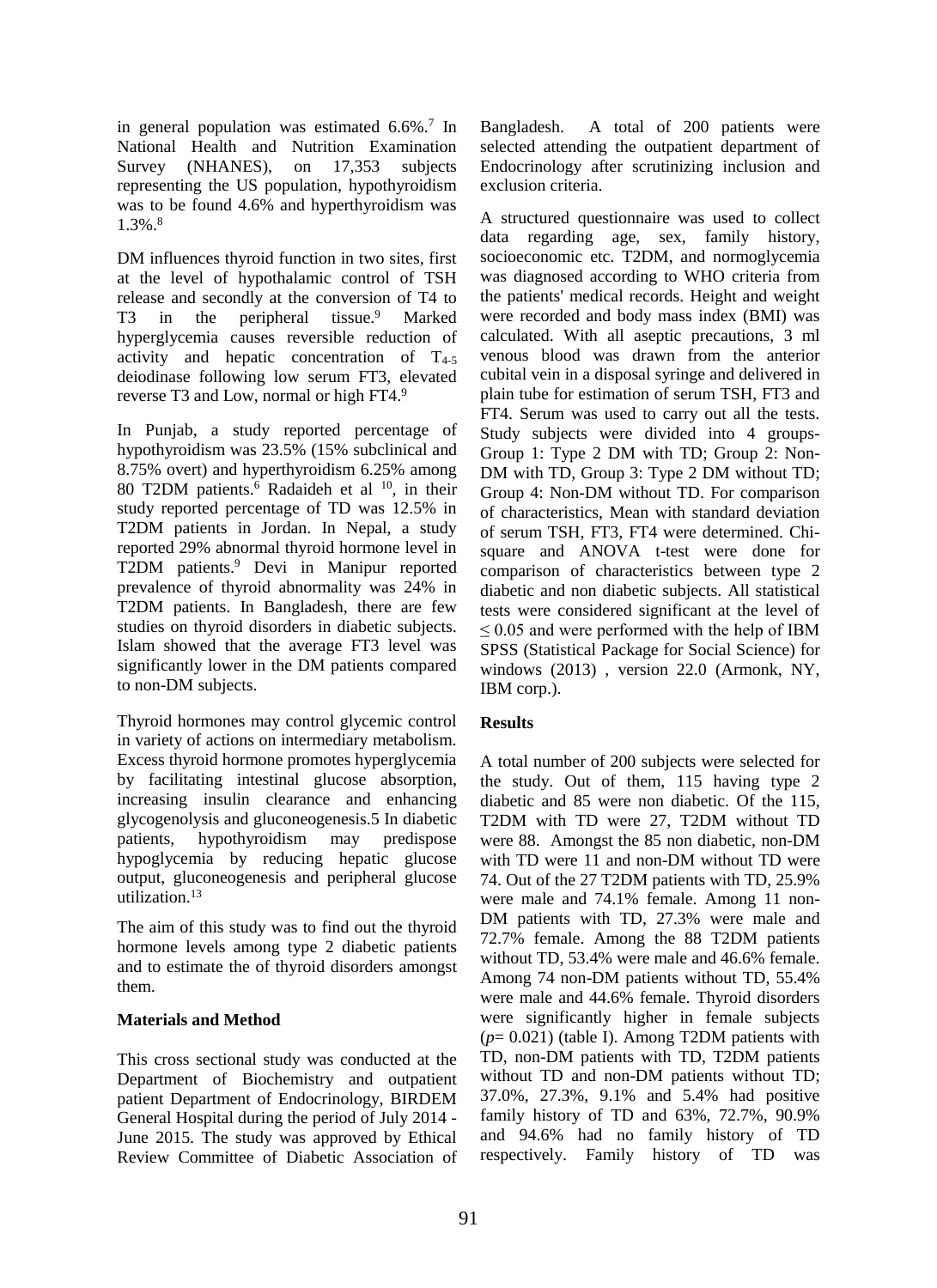in general population was estimated 6.6%.[7] In National Health and Nutrition Examination Survey (NHANES), on 17,353 subjects representing the US population, hypothyroidism was to be found 4.6% and hyperthyroidism was 1.3%.[8]

DM influences thyroid function in two sites, first at the level of hypothalamic control of TSH release and secondly at the conversion of T4 to T3 in the peripheral tissue.[9] Marked hyperglycemia causes reversible reduction of activity and hepatic concentration of $T_{4\text{-}5}$ deiodinase following low serum FT3, elevated reverse T3 and Low, normal or high FT4.[9]

In Punjab, a study reported percentage of hypothyroidism was 23.5% (15% subclinical and 8.75% overt) and hyperthyroidism 6.25% among 80 T2DM patients.[6] Radaideh et al [10], in their study reported percentage of TD was 12.5% in T2DM patients in Jordan. In Nepal, a study reported 29% abnormal thyroid hormone level in T2DM patients.[9] Devi in Manipur reported prevalence of thyroid abnormality was 24% in T2DM patients. In Bangladesh, there are few studies on thyroid disorders in diabetic subjects. Islam showed that the average FT3 level was significantly lower in the DM patients compared to non-DM subjects.

Thyroid hormones may control glycemic control in variety of actions on intermediary metabolism. Excess thyroid hormone promotes hyperglycemia by facilitating intestinal glucose absorption, increasing insulin clearance and enhancing glycogenolysis and gluconeogenesis.5 In diabetic patients, hypothyroidism may predispose hypoglycemia by reducing hepatic glucose output, gluconeogenesis and peripheral glucose utilization.[13]

The aim of this study was to find out the thyroid hormone levels among type 2 diabetic patients and to estimate the of thyroid disorders amongst them.

## Materials and Method

This cross sectional study was conducted at the Department of Biochemistry and outpatient patient Department of Endocrinology, BIRDEM General Hospital during the period of July 2014 - June 2015. The study was approved by Ethical Review Committee of Diabetic Association of Bangladesh. A total of 200 patients were selected attending the outpatient department of Endocrinology after scrutinizing inclusion and exclusion criteria.

A structured questionnaire was used to collect data regarding age, sex, family history, socioeconomic etc. T2DM, and normoglycemia was diagnosed according to WHO criteria from the patients' medical records. Height and weight were recorded and body mass index (BMI) was calculated. With all aseptic precautions, 3 ml venous blood was drawn from the anterior cubital vein in a disposal syringe and delivered in plain tube for estimation of serum TSH, FT3 and FT4. Serum was used to carry out all the tests. Study subjects were divided into 4 groups-Group 1: Type 2 DM with TD; Group 2: Non-DM with TD, Group 3: Type 2 DM without TD; Group 4: Non-DM without TD. For comparison of characteristics, Mean with standard deviation of serum TSH, FT3, FT4 were determined. Chi-square and ANOVA t-test were done for comparison of characteristics between type 2 diabetic and non diabetic subjects. All statistical tests were considered significant at the level of $\leq 0.05$ and were performed with the help of IBM SPSS (Statistical Package for Social Science) for windows (2013) , version 22.0 (Armonk, NY, IBM corp.).

## Results

A total number of 200 subjects were selected for the study. Out of them, 115 having type 2 diabetic and 85 were non diabetic. Of the 115, T2DM with TD were 27, T2DM without TD were 88. Amongst the 85 non diabetic, non-DM with TD were 11 and non-DM without TD were 74. Out of the 27 T2DM patients with TD, 25.9% were male and 74.1% female. Among 11 non-DM patients with TD, 27.3% were male and 72.7% female. Among the 88 T2DM patients without TD, 53.4% were male and 46.6% female. Among 74 non-DM patients without TD, 55.4% were male and 44.6% female. Thyroid disorders were significantly higher in female subjects ($p$= 0.021) (table I). Among T2DM patients with TD, non-DM patients with TD, T2DM patients without TD and non-DM patients without TD; 37.0%, 27.3%, 9.1% and 5.4% had positive family history of TD and 63%, 72.7%, 90.9% and 94.6% had no family history of TD respectively. Family history of TD was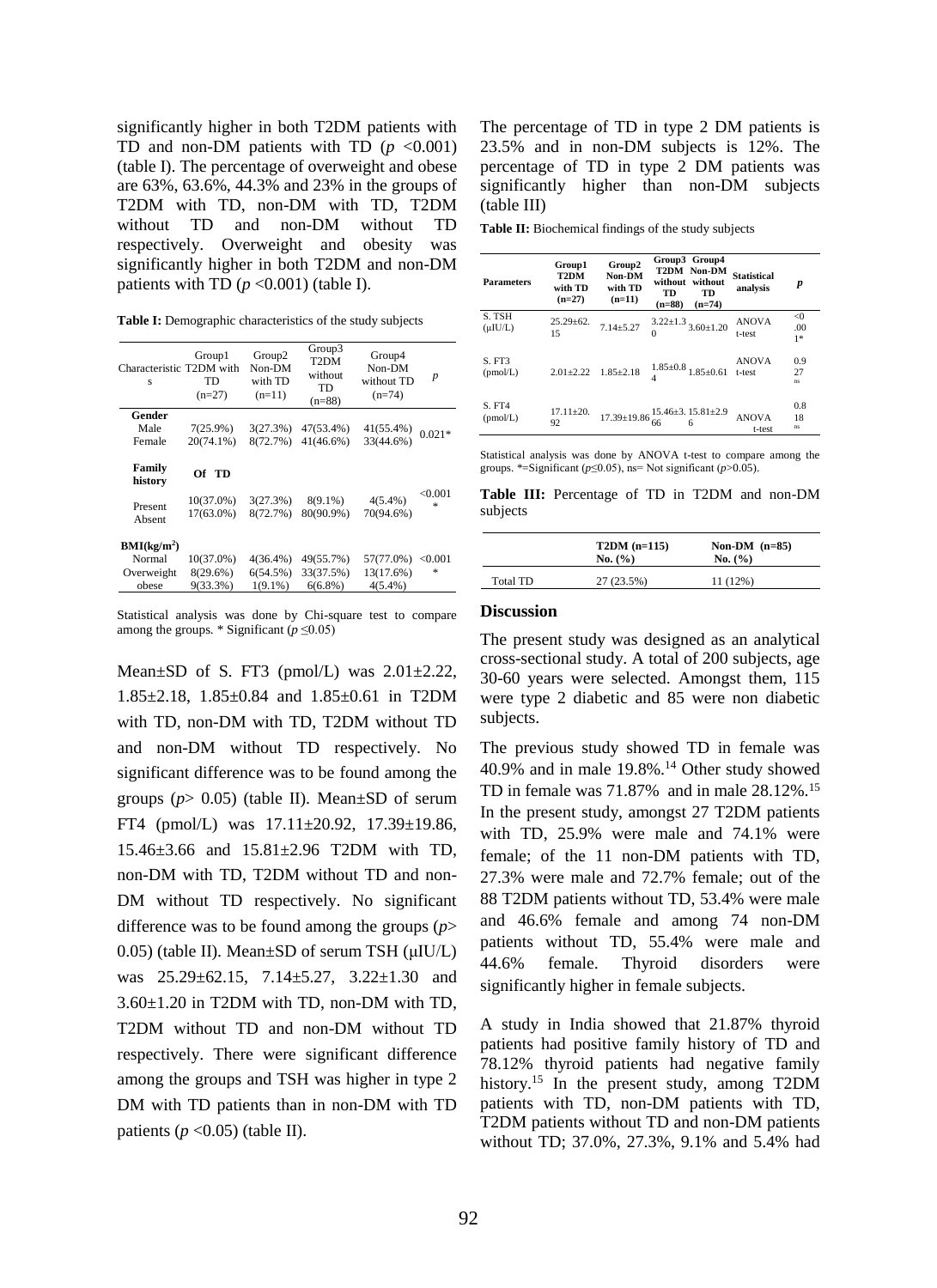significantly higher in both T2DM patients with TD and non-DM patients with TD ($p$ <0.001) (table I). The percentage of overweight and obese are 63%, 63.6%, 44.3% and 23% in the groups of T2DM with TD, non-DM with TD, T2DM without TD and non-DM without TD respectively. Overweight and obesity was significantly higher in both T2DM and non-DM patients with TD ($p$ <0.001) (table I).

**Table I:** Demographic characteristics of the study subjects

| Characteristics | Group1 T2DM with TD (n=27) | Group2 Non-DM with TD (n=11) | Group3 T2DM without TD (n=88) | Group4 Non-DM without TD (n=74) | *p* |
|---|---|---|---|---|---|
| **Gender** | | | | | |
| Male | 7(25.9%) | 3(27.3%) | 47(53.4%) | 41(55.4%) | 0.021* |
| Female | 20(74.1%) | 8(72.7%) | 41(46.6%) | 33(44.6%) | |
| **Family history** | **Of TD** | | | | |
| Present | 10(37.0%) | 3(27.3%) | 8(9.1%) | 4(5.4%) | <0.001* |
| Absent | 17(63.0%) | 8(72.7%) | 80(90.9%) | 70(94.6%) | |
| **BMI(kg/m²)** | | | | | |
| Normal | 10(37.0%) | 4(36.4%) | 49(55.7%) | 57(77.0%) | <0.001* |
| Overweight | 8(29.6%) | 6(54.5%) | 33(37.5%) | 13(17.6%) | |
| obese | 9(33.3%) | 1(9.1%) | 6(6.8%) | 4(5.4%) | |

Statistical analysis was done by Chi-square test to compare among the groups. * Significant ($p \leq 0.05$)

Mean±SD of S. FT3 (pmol/L) was 2.01±2.22, 1.85±2.18, 1.85±0.84 and 1.85±0.61 in T2DM with TD, non-DM with TD, T2DM without TD and non-DM without TD respectively. No significant difference was to be found among the groups ($p$> 0.05) (table II). Mean±SD of serum FT4 (pmol/L) was 17.11±20.92, 17.39±19.86, 15.46±3.66 and 15.81±2.96 T2DM with TD, non-DM with TD, T2DM without TD and non-DM without TD respectively. No significant difference was to be found among the groups ($p$> 0.05) (table II). Mean±SD of serum TSH (μIU/L) was 25.29±62.15, 7.14±5.27, 3.22±1.30 and 3.60±1.20 in T2DM with TD, non-DM with TD, T2DM without TD and non-DM without TD respectively. There were significant difference among the groups and TSH was higher in type 2 DM with TD patients than in non-DM with TD patients ($p$ <0.05) (table II).

The percentage of TD in type 2 DM patients is 23.5% and in non-DM subjects is 12%. The percentage of TD in type 2 DM patients was significantly higher than non-DM subjects (table III)

**Table II:** Biochemical findings of the study subjects

| Parameters | Group1 T2DM with TD (n=27) | Group2 Non-DM with TD (n=11) | Group3 T2DM without TD (n=88) | Group4 Non-DM without TD (n=74) | Statistical analysis | *p* |
|---|---|---|---|---|---|---|
| S. TSH (μIU/L) | 25.29±62.15 | 7.14±5.27 | 3.22±1.30 | 3.60±1.20 | ANOVA t-test | <0.001* |
| S. FT3 (pmol/L) | 2.01±2.22 | 1.85±2.18 | 1.85±0.84 | 1.85±0.61 | ANOVA t-test | 0.927 ns |
| S. FT4 (pmol/L) | 17.11±20.92 | 17.39±19.86 | 15.46±3.66 | 15.81±2.96 | ANOVA t-test | 0.818 ns |

Statistical analysis was done by ANOVA t-test to compare among the groups. *=Significant ($p \leq 0.05$), ns= Not significant ($p$>0.05).

**Table III:** Percentage of TD in T2DM and non-DM subjects

| | T2DM (n=115) No. (%) | Non-DM (n=85) No. (%) |
|---|---|---|
| Total TD | 27 (23.5%) | 11 (12%) |

## Discussion

The present study was designed as an analytical cross-sectional study. A total of 200 subjects, age 30-60 years were selected. Amongst them, 115 were type 2 diabetic and 85 were non diabetic subjects.

The previous study showed TD in female was 40.9% and in male 19.8%.[14] Other study showed TD in female was 71.87% and in male 28.12%.[15] In the present study, amongst 27 T2DM patients with TD, 25.9% were male and 74.1% were female; of the 11 non-DM patients with TD, 27.3% were male and 72.7% female; out of the 88 T2DM patients without TD, 53.4% were male and 46.6% female and among 74 non-DM patients without TD, 55.4% were male and 44.6% female. Thyroid disorders were significantly higher in female subjects.

A study in India showed that 21.87% thyroid patients had positive family history of TD and 78.12% thyroid patients had negative family history.[15] In the present study, among T2DM patients with TD, non-DM patients with TD, T2DM patients without TD and non-DM patients without TD; 37.0%, 27.3%, 9.1% and 5.4% had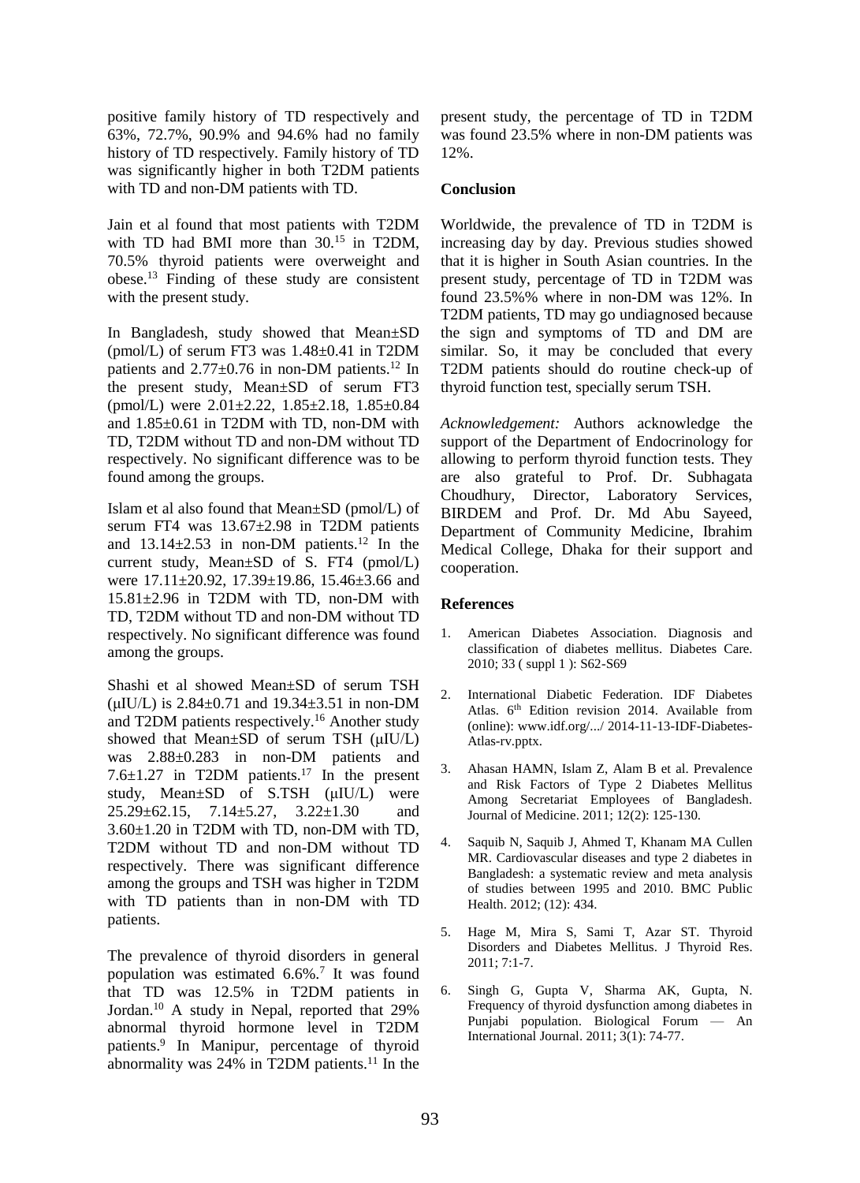positive family history of TD respectively and 63%, 72.7%, 90.9% and 94.6% had no family history of TD respectively. Family history of TD was significantly higher in both T2DM patients with TD and non-DM patients with TD.

Jain et al found that most patients with T2DM with TD had BMI more than 30.[15] in T2DM, 70.5% thyroid patients were overweight and obese.[13] Finding of these study are consistent with the present study.

In Bangladesh, study showed that Mean±SD (pmol/L) of serum FT3 was 1.48±0.41 in T2DM patients and 2.77±0.76 in non-DM patients.[12] In the present study, Mean±SD of serum FT3 (pmol/L) were 2.01±2.22, 1.85±2.18, 1.85±0.84 and 1.85±0.61 in T2DM with TD, non-DM with TD, T2DM without TD and non-DM without TD respectively. No significant difference was to be found among the groups.

Islam et al also found that Mean±SD (pmol/L) of serum FT4 was 13.67±2.98 in T2DM patients and 13.14±2.53 in non-DM patients.[12] In the current study, Mean±SD of S. FT4 (pmol/L) were 17.11±20.92, 17.39±19.86, 15.46±3.66 and 15.81±2.96 in T2DM with TD, non-DM with TD, T2DM without TD and non-DM without TD respectively. No significant difference was found among the groups.

Shashi et al showed Mean±SD of serum TSH (μIU/L) is 2.84±0.71 and 19.34±3.51 in non-DM and T2DM patients respectively.[16] Another study showed that Mean±SD of serum TSH (μIU/L) was 2.88±0.283 in non-DM patients and 7.6±1.27 in T2DM patients.[17] In the present study, Mean±SD of S.TSH (μIU/L) were 25.29±62.15, 7.14±5.27, 3.22±1.30 and 3.60±1.20 in T2DM with TD, non-DM with TD, T2DM without TD and non-DM without TD respectively. There was significant difference among the groups and TSH was higher in T2DM with TD patients than in non-DM with TD patients.

The prevalence of thyroid disorders in general population was estimated 6.6%.[7] It was found that TD was 12.5% in T2DM patients in Jordan.[10] A study in Nepal, reported that 29% abnormal thyroid hormone level in T2DM patients.[9] In Manipur, percentage of thyroid abnormality was 24% in T2DM patients.[11] In the present study, the percentage of TD in T2DM was found 23.5% where in non-DM patients was 12%.

## Conclusion

Worldwide, the prevalence of TD in T2DM is increasing day by day. Previous studies showed that it is higher in South Asian countries. In the present study, percentage of TD in T2DM was found 23.5%% where in non-DM was 12%. In T2DM patients, TD may go undiagnosed because the sign and symptoms of TD and DM are similar. So, it may be concluded that every T2DM patients should do routine check-up of thyroid function test, specially serum TSH.

*Acknowledgement:* Authors acknowledge the support of the Department of Endocrinology for allowing to perform thyroid function tests. They are also grateful to Prof. Dr. Subhagata Choudhury, Director, Laboratory Services, BIRDEM and Prof. Dr. Md Abu Sayeed, Department of Community Medicine, Ibrahim Medical College, Dhaka for their support and cooperation.

## References

1. American Diabetes Association. Diagnosis and classification of diabetes mellitus. Diabetes Care. 2010; 33 ( suppl 1 ): S62-S69
2. International Diabetic Federation. IDF Diabetes Atlas. 6th Edition revision 2014. Available from (online): www.idf.org/.../ 2014-11-13-IDF-Diabetes-Atlas-rv.pptx.
3. Ahasan HAMN, Islam Z, Alam B et al. Prevalence and Risk Factors of Type 2 Diabetes Mellitus Among Secretariat Employees of Bangladesh. Journal of Medicine. 2011; 12(2): 125-130.
4. Saquib N, Saquib J, Ahmed T, Khanam MA Cullen MR. Cardiovascular diseases and type 2 diabetes in Bangladesh: a systematic review and meta analysis of studies between 1995 and 2010. BMC Public Health. 2012; (12): 434.
5. Hage M, Mira S, Sami T, Azar ST. Thyroid Disorders and Diabetes Mellitus. J Thyroid Res. 2011; 7:1-7.
6. Singh G, Gupta V, Sharma AK, Gupta, N. Frequency of thyroid dysfunction among diabetes in Punjabi population. Biological Forum — An International Journal. 2011; 3(1): 74-77.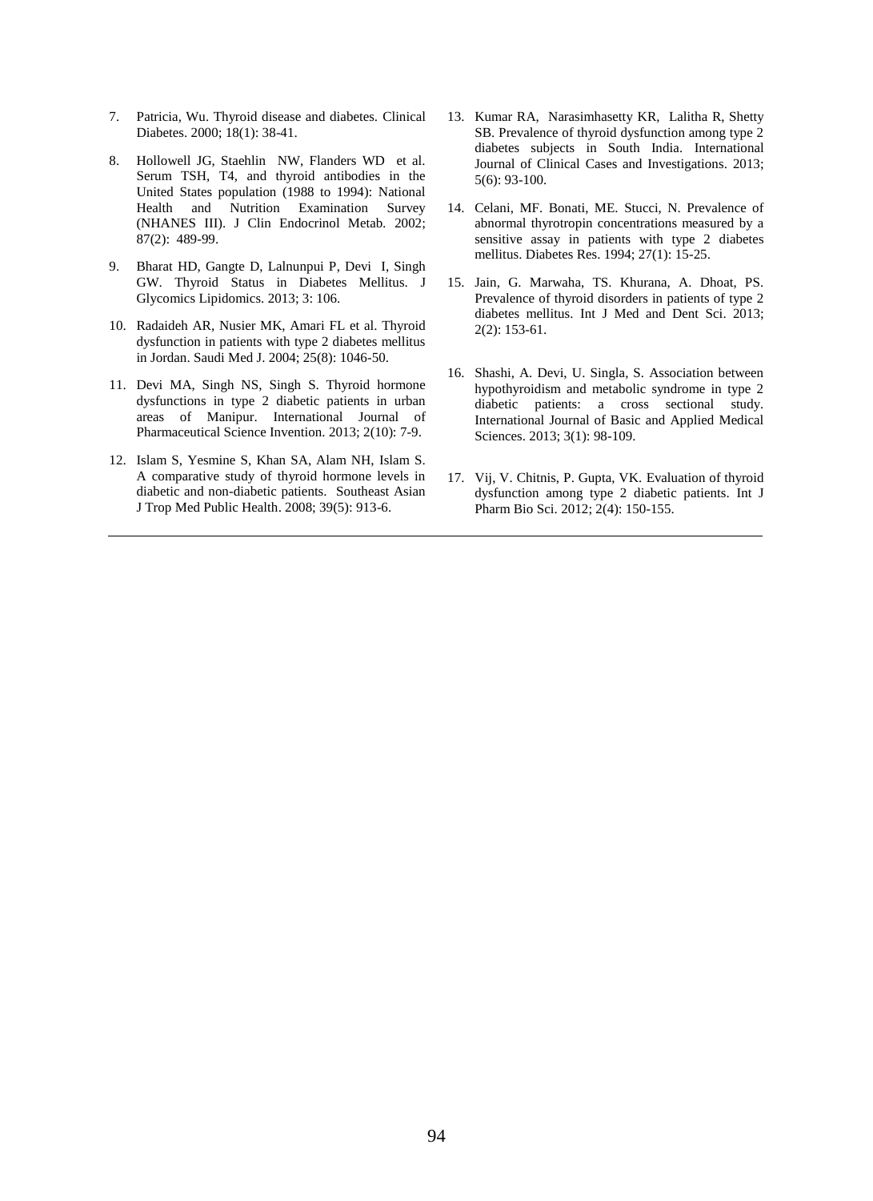7. Patricia, Wu. Thyroid disease and diabetes. Clinical Diabetes. 2000; 18(1): 38-41.

8. Hollowell JG, Staehlin NW, Flanders WD et al. Serum TSH, T4, and thyroid antibodies in the United States population (1988 to 1994): National Health and Nutrition Examination Survey (NHANES III). J Clin Endocrinol Metab. 2002; 87(2): 489-99.

9. Bharat HD, Gangte D, Lalnunpui P, Devi I, Singh GW. Thyroid Status in Diabetes Mellitus. J Glycomics Lipidomics. 2013; 3: 106.

10. Radaideh AR, Nusier MK, Amari FL et al. Thyroid dysfunction in patients with type 2 diabetes mellitus in Jordan. Saudi Med J. 2004; 25(8): 1046-50.

11. Devi MA, Singh NS, Singh S. Thyroid hormone dysfunctions in type 2 diabetic patients in urban areas of Manipur. International Journal of Pharmaceutical Science Invention. 2013; 2(10): 7-9.

12. Islam S, Yesmine S, Khan SA, Alam NH, Islam S. A comparative study of thyroid hormone levels in diabetic and non-diabetic patients. Southeast Asian J Trop Med Public Health. 2008; 39(5): 913-6.

13. Kumar RA, Narasimhasetty KR, Lalitha R, Shetty SB. Prevalence of thyroid dysfunction among type 2 diabetes subjects in South India. International Journal of Clinical Cases and Investigations. 2013; 5(6): 93-100.

14. Celani, MF. Bonati, ME. Stucci, N. Prevalence of abnormal thyrotropin concentrations measured by a sensitive assay in patients with type 2 diabetes mellitus. Diabetes Res. 1994; 27(1): 15-25.

15. Jain, G. Marwaha, TS. Khurana, A. Dhoat, PS. Prevalence of thyroid disorders in patients of type 2 diabetes mellitus. Int J Med and Dent Sci. 2013; 2(2): 153-61.

16. Shashi, A. Devi, U. Singla, S. Association between hypothyroidism and metabolic syndrome in type 2 diabetic patients: a cross sectional study. International Journal of Basic and Applied Medical Sciences. 2013; 3(1): 98-109.

17. Vij, V. Chitnis, P. Gupta, VK. Evaluation of thyroid dysfunction among type 2 diabetic patients. Int J Pharm Bio Sci. 2012; 2(4): 150-155.